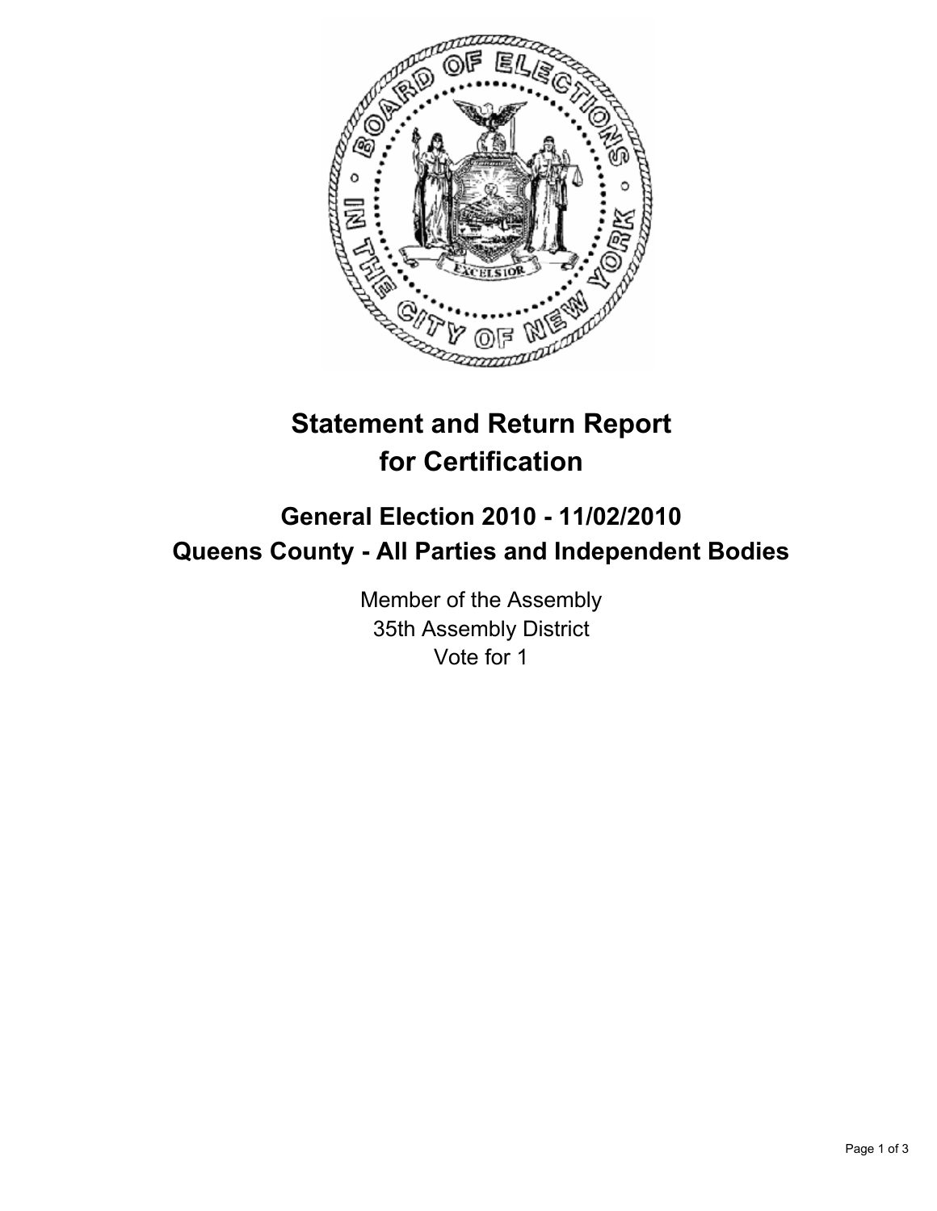# Statement and Return Report for Certification

## General Election 2010 - 11/02/2010
## Queens County - All Parties and Independent Bodies

Member of the Assembly
35th Assembly District
Vote for 1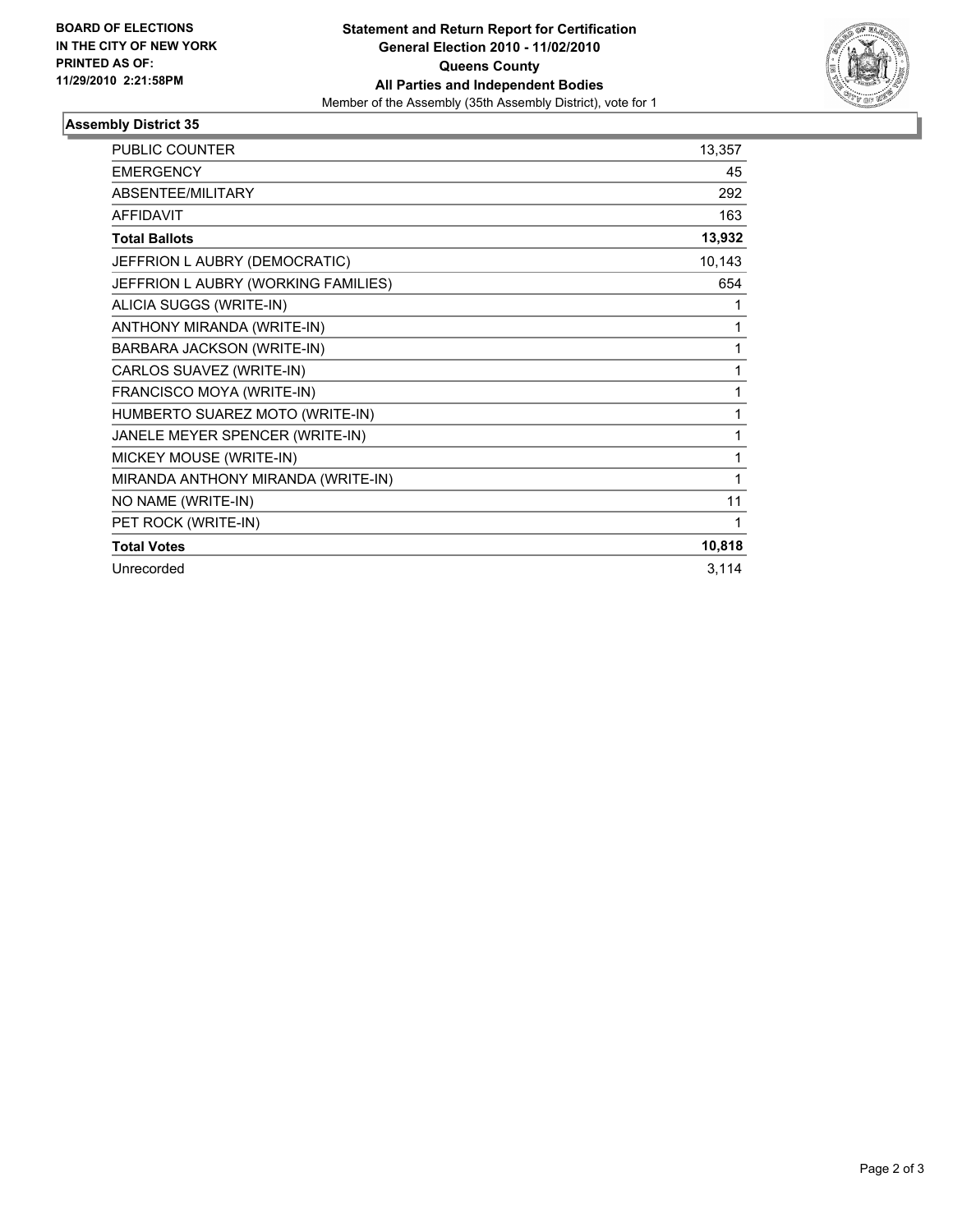**BOARD OF ELECTIONS IN THE CITY OF NEW YORK PRINTED AS OF: 11/29/2010 2:21:58PM**

**Statement and Return Report for Certification**
**General Election 2010 - 11/02/2010**
**Queens County**
**All Parties and Independent Bodies**
Member of the Assembly (35th Assembly District), vote for 1

## Assembly District 35

| | |
|---|---|
| PUBLIC COUNTER | 13,357 |
| EMERGENCY | 45 |
| ABSENTEE/MILITARY | 292 |
| AFFIDAVIT | 163 |
| **Total Ballots** | **13,932** |
| JEFFRION L AUBRY (DEMOCRATIC) | 10,143 |
| JEFFRION L AUBRY (WORKING FAMILIES) | 654 |
| ALICIA SUGGS (WRITE-IN) | 1 |
| ANTHONY MIRANDA (WRITE-IN) | 1 |
| BARBARA JACKSON (WRITE-IN) | 1 |
| CARLOS SUAVEZ (WRITE-IN) | 1 |
| FRANCISCO MOYA (WRITE-IN) | 1 |
| HUMBERTO SUAREZ MOTO (WRITE-IN) | 1 |
| JANELE MEYER SPENCER (WRITE-IN) | 1 |
| MICKEY MOUSE (WRITE-IN) | 1 |
| MIRANDA ANTHONY MIRANDA (WRITE-IN) | 1 |
| NO NAME (WRITE-IN) | 11 |
| PET ROCK (WRITE-IN) | 1 |
| **Total Votes** | **10,818** |
| Unrecorded | 3,114 |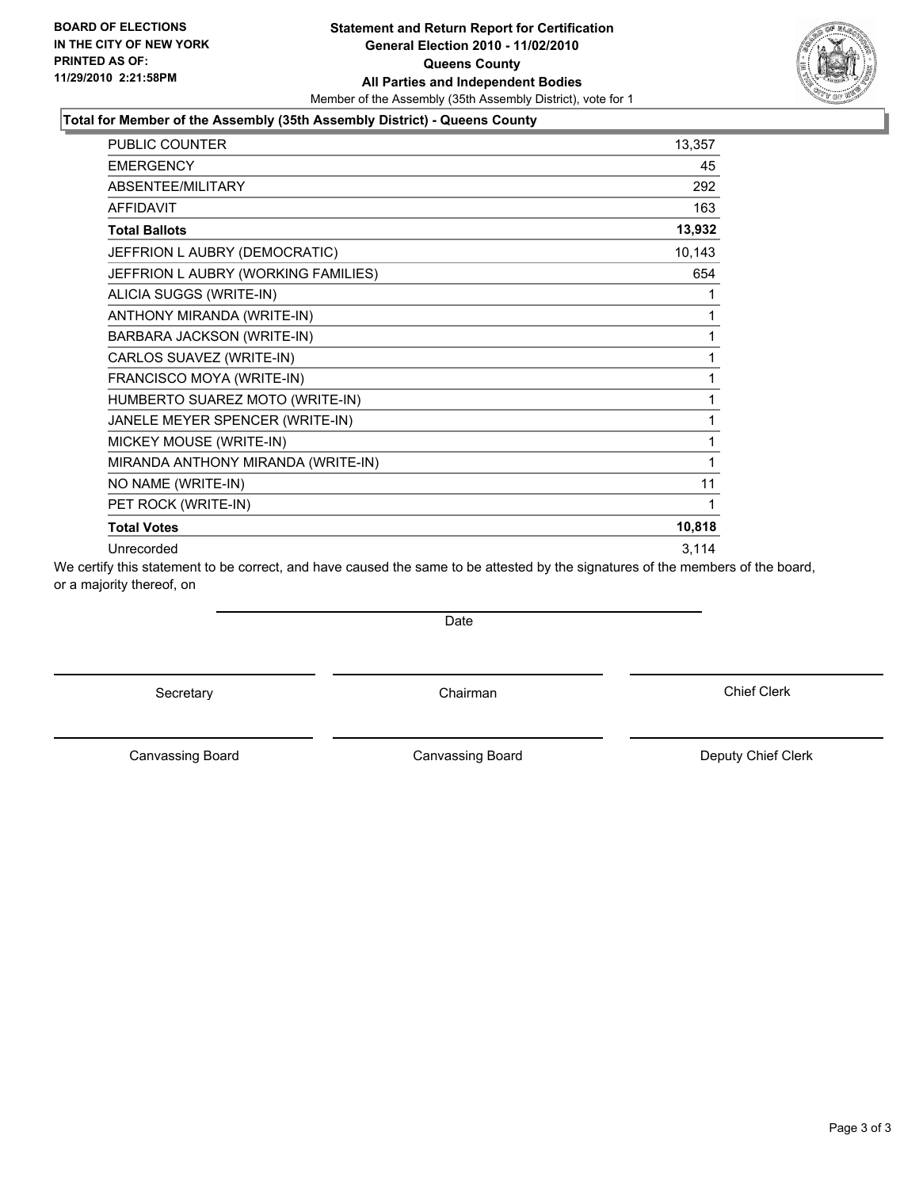**BOARD OF ELECTIONS IN THE CITY OF NEW YORK PRINTED AS OF: 11/29/2010 2:21:58PM**

**Statement and Return Report for Certification**
**General Election 2010 - 11/02/2010**
**Queens County**
**All Parties and Independent Bodies**
Member of the Assembly (35th Assembly District), vote for 1

**Total for Member of the Assembly (35th Assembly District) - Queens County**

| | |
|---|---|
| PUBLIC COUNTER | 13,357 |
| EMERGENCY | 45 |
| ABSENTEE/MILITARY | 292 |
| AFFIDAVIT | 163 |
| **Total Ballots** | **13,932** |
| JEFFRION L AUBRY (DEMOCRATIC) | 10,143 |
| JEFFRION L AUBRY (WORKING FAMILIES) | 654 |
| ALICIA SUGGS (WRITE-IN) | 1 |
| ANTHONY MIRANDA (WRITE-IN) | 1 |
| BARBARA JACKSON (WRITE-IN) | 1 |
| CARLOS SUAVEZ (WRITE-IN) | 1 |
| FRANCISCO MOYA (WRITE-IN) | 1 |
| HUMBERTO SUAREZ MOTO (WRITE-IN) | 1 |
| JANELE MEYER SPENCER (WRITE-IN) | 1 |
| MICKEY MOUSE (WRITE-IN) | 1 |
| MIRANDA ANTHONY MIRANDA (WRITE-IN) | 1 |
| NO NAME (WRITE-IN) | 11 |
| PET ROCK (WRITE-IN) | 1 |
| **Total Votes** | **10,818** |
| Unrecorded | 3,114 |

We certify this statement to be correct, and have caused the same to be attested by the signatures of the members of the board, or a majority thereof, on

Date

Secretary | Chairman | Chief Clerk

Canvassing Board | Canvassing Board | Deputy Chief Clerk